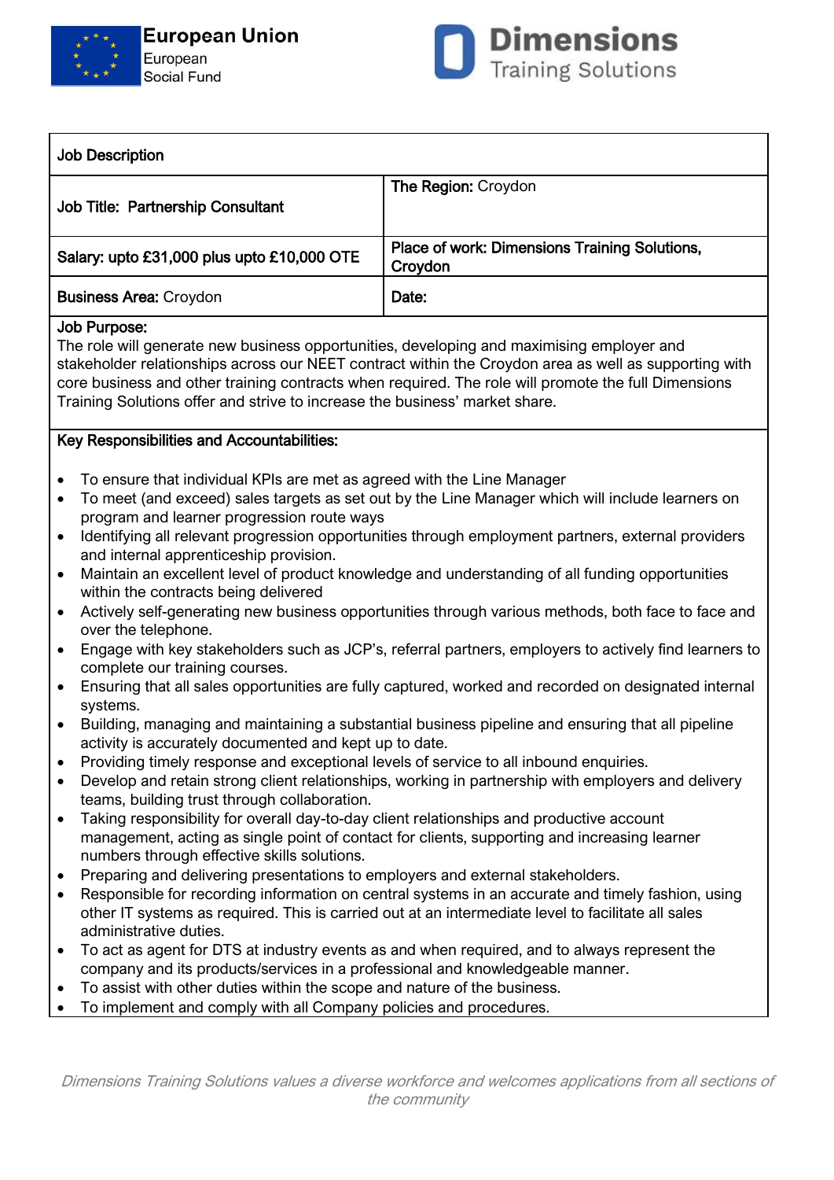European Union
European
Social Fund

**Dimensions**
Training Solutions

| Job Description | |
|---|---|
| **Job Title: Partnership Consultant** | **The Region:** Croydon |
| **Salary: upto £31,000 plus upto £10,000 OTE** | **Place of work: Dimensions Training Solutions, Croydon** |
| **Business Area:** Croydon | **Date:** |

**Job Purpose:**
The role will generate new business opportunities, developing and maximising employer and stakeholder relationships across our NEET contract within the Croydon area as well as supporting with core business and other training contracts when required. The role will promote the full Dimensions Training Solutions offer and strive to increase the business' market share.

**Key Responsibilities and Accountabilities:**

- To ensure that individual KPIs are met as agreed with the Line Manager
- To meet (and exceed) sales targets as set out by the Line Manager which will include learners on program and learner progression route ways
- Identifying all relevant progression opportunities through employment partners, external providers and internal apprenticeship provision.
- Maintain an excellent level of product knowledge and understanding of all funding opportunities within the contracts being delivered
- Actively self-generating new business opportunities through various methods, both face to face and over the telephone.
- Engage with key stakeholders such as JCP's, referral partners, employers to actively find learners to complete our training courses.
- Ensuring that all sales opportunities are fully captured, worked and recorded on designated internal systems.
- Building, managing and maintaining a substantial business pipeline and ensuring that all pipeline activity is accurately documented and kept up to date.
- Providing timely response and exceptional levels of service to all inbound enquiries.
- Develop and retain strong client relationships, working in partnership with employers and delivery teams, building trust through collaboration.
- Taking responsibility for overall day-to-day client relationships and productive account management, acting as single point of contact for clients, supporting and increasing learner numbers through effective skills solutions.
- Preparing and delivering presentations to employers and external stakeholders.
- Responsible for recording information on central systems in an accurate and timely fashion, using other IT systems as required. This is carried out at an intermediate level to facilitate all sales administrative duties.
- To act as agent for DTS at industry events as and when required, and to always represent the company and its products/services in a professional and knowledgeable manner.
- To assist with other duties within the scope and nature of the business.
- To implement and comply with all Company policies and procedures.

*Dimensions Training Solutions values a diverse workforce and welcomes applications from all sections of the community*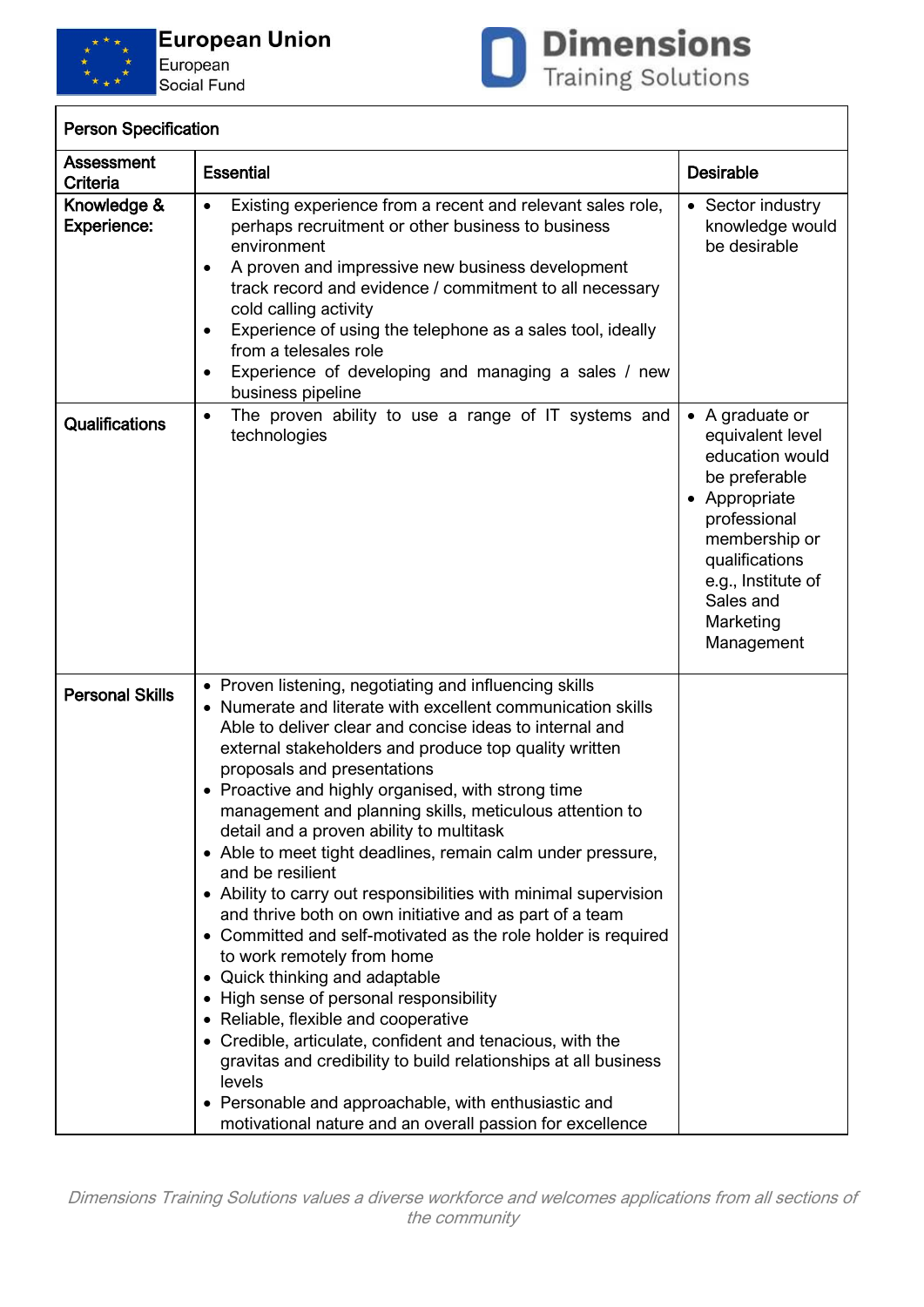European Union
European
Social Fund

Dimensions
Training Solutions

| Person Specification | | |
|---|---|---|
| **Assessment Criteria** | **Essential** | **Desirable** |
| **Knowledge & Experience:** | • Existing experience from a recent and relevant sales role, perhaps recruitment or other business to business environment<br>• A proven and impressive new business development track record and evidence / commitment to all necessary cold calling activity<br>• Experience of using the telephone as a sales tool, ideally from a telesales role<br>• Experience of developing and managing a sales / new business pipeline | • Sector industry knowledge would be desirable |
| **Qualifications** | • The proven ability to use a range of IT systems and technologies | • A graduate or equivalent level education would be preferable<br>• Appropriate professional membership or qualifications e.g., Institute of Sales and Marketing Management |
| **Personal Skills** | • Proven listening, negotiating and influencing skills<br>• Numerate and literate with excellent communication skills Able to deliver clear and concise ideas to internal and external stakeholders and produce top quality written proposals and presentations<br>• Proactive and highly organised, with strong time management and planning skills, meticulous attention to detail and a proven ability to multitask<br>• Able to meet tight deadlines, remain calm under pressure, and be resilient<br>• Ability to carry out responsibilities with minimal supervision and thrive both on own initiative and as part of a team<br>• Committed and self-motivated as the role holder is required to work remotely from home<br>• Quick thinking and adaptable<br>• High sense of personal responsibility<br>• Reliable, flexible and cooperative<br>• Credible, articulate, confident and tenacious, with the gravitas and credibility to build relationships at all business levels<br>• Personable and approachable, with enthusiastic and motivational nature and an overall passion for excellence | |

*Dimensions Training Solutions values a diverse workforce and welcomes applications from all sections of the community*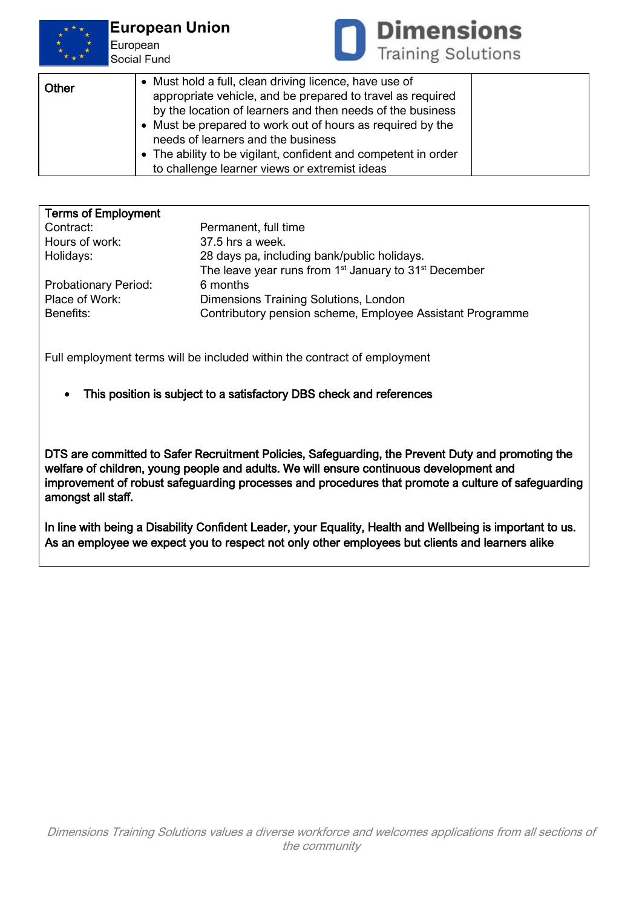| | | |
|---|---|---|
| **Other** | • Must hold a full, clean driving licence, have use of appropriate vehicle, and be prepared to travel as required by the location of learners and then needs of the business<br>• Must be prepared to work out of hours as required by the needs of learners and the business<br>• The ability to be vigilant, confident and competent in order to challenge learner views or extremist ideas | |

**Terms of Employment**

| | |
|---|---|
| Contract: | Permanent, full time |
| Hours of work: | 37.5 hrs a week. |
| Holidays: | 28 days pa, including bank/public holidays.<br>The leave year runs from 1st January to 31st December |
| Probationary Period: | 6 months |
| Place of Work: | Dimensions Training Solutions, London |
| Benefits: | Contributory pension scheme, Employee Assistant Programme |

Full employment terms will be included within the contract of employment

- **This position is subject to a satisfactory DBS check and references**

**DTS are committed to Safer Recruitment Policies, Safeguarding, the Prevent Duty and promoting the welfare of children, young people and adults. We will ensure continuous development and improvement of robust safeguarding processes and procedures that promote a culture of safeguarding amongst all staff.**

**In line with being a Disability Confident Leader, your Equality, Health and Wellbeing is important to us. As an employee we expect you to respect not only other employees but clients and learners alike**

*Dimensions Training Solutions values a diverse workforce and welcomes applications from all sections of the community*